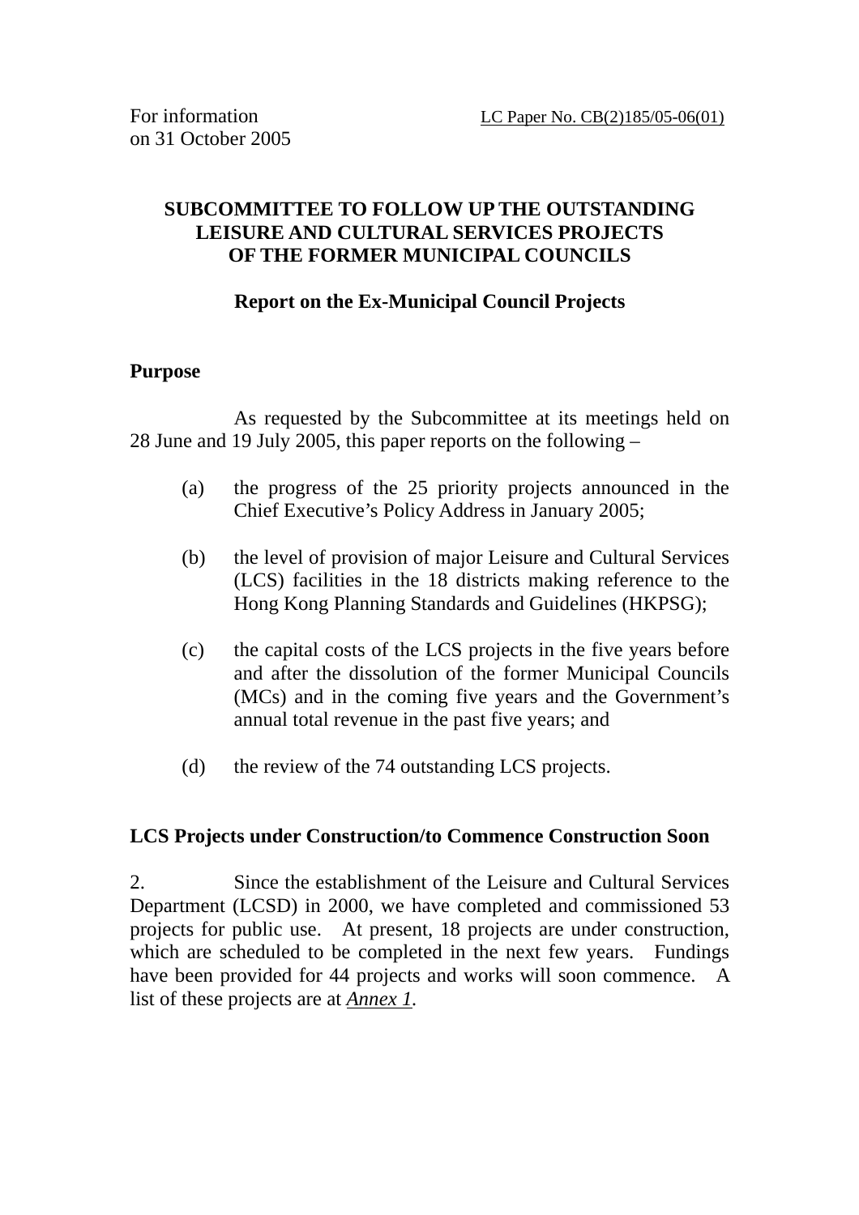For information
on 31 October 2005

LC Paper No. CB(2)185/05-06(01)

**SUBCOMMITTEE TO FOLLOW UP THE OUTSTANDING LEISURE AND CULTURAL SERVICES PROJECTS OF THE FORMER MUNICIPAL COUNCILS**

**Report on the Ex-Municipal Council Projects**

## Purpose

As requested by the Subcommittee at its meetings held on 28 June and 19 July 2005, this paper reports on the following –

(a) the progress of the 25 priority projects announced in the Chief Executive's Policy Address in January 2005;

(b) the level of provision of major Leisure and Cultural Services (LCS) facilities in the 18 districts making reference to the Hong Kong Planning Standards and Guidelines (HKPSG);

(c) the capital costs of the LCS projects in the five years before and after the dissolution of the former Municipal Councils (MCs) and in the coming five years and the Government's annual total revenue in the past five years; and

(d) the review of the 74 outstanding LCS projects.

## LCS Projects under Construction/to Commence Construction Soon

2. Since the establishment of the Leisure and Cultural Services Department (LCSD) in 2000, we have completed and commissioned 53 projects for public use. At present, 18 projects are under construction, which are scheduled to be completed in the next few years. Fundings have been provided for 44 projects and works will soon commence. A list of these projects are at ***Annex 1***.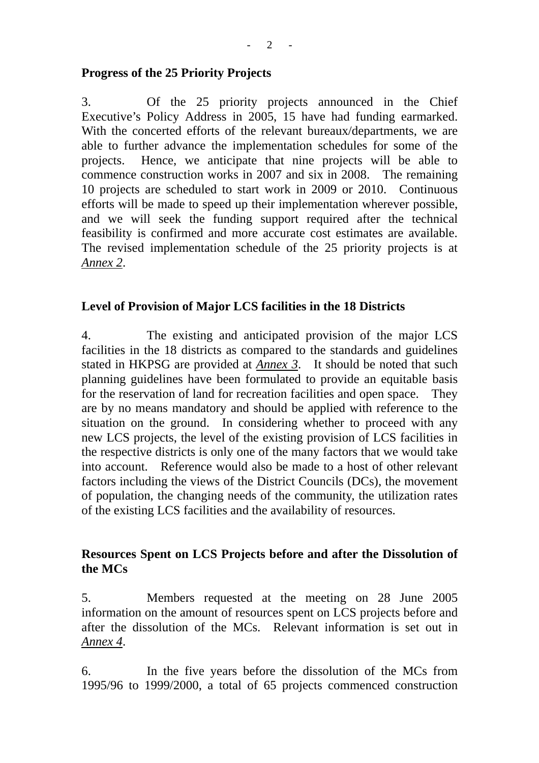**Progress of the 25 Priority Projects**

3. Of the 25 priority projects announced in the Chief Executive's Policy Address in 2005, 15 have had funding earmarked. With the concerted efforts of the relevant bureaux/departments, we are able to further advance the implementation schedules for some of the projects. Hence, we anticipate that nine projects will be able to commence construction works in 2007 and six in 2008. The remaining 10 projects are scheduled to start work in 2009 or 2010. Continuous efforts will be made to speed up their implementation wherever possible, and we will seek the funding support required after the technical feasibility is confirmed and more accurate cost estimates are available. The revised implementation schedule of the 25 priority projects is at *Annex 2*.

**Level of Provision of Major LCS facilities in the 18 Districts**

4. The existing and anticipated provision of the major LCS facilities in the 18 districts as compared to the standards and guidelines stated in HKPSG are provided at ***Annex 3***. It should be noted that such planning guidelines have been formulated to provide an equitable basis for the reservation of land for recreation facilities and open space. They are by no means mandatory and should be applied with reference to the situation on the ground. In considering whether to proceed with any new LCS projects, the level of the existing provision of LCS facilities in the respective districts is only one of the many factors that we would take into account. Reference would also be made to a host of other relevant factors including the views of the District Councils (DCs), the movement of population, the changing needs of the community, the utilization rates of the existing LCS facilities and the availability of resources.

**Resources Spent on LCS Projects before and after the Dissolution of the MCs**

5. Members requested at the meeting on 28 June 2005 information on the amount of resources spent on LCS projects before and after the dissolution of the MCs. Relevant information is set out in *Annex 4*.

6. In the five years before the dissolution of the MCs from 1995/96 to 1999/2000, a total of 65 projects commenced construction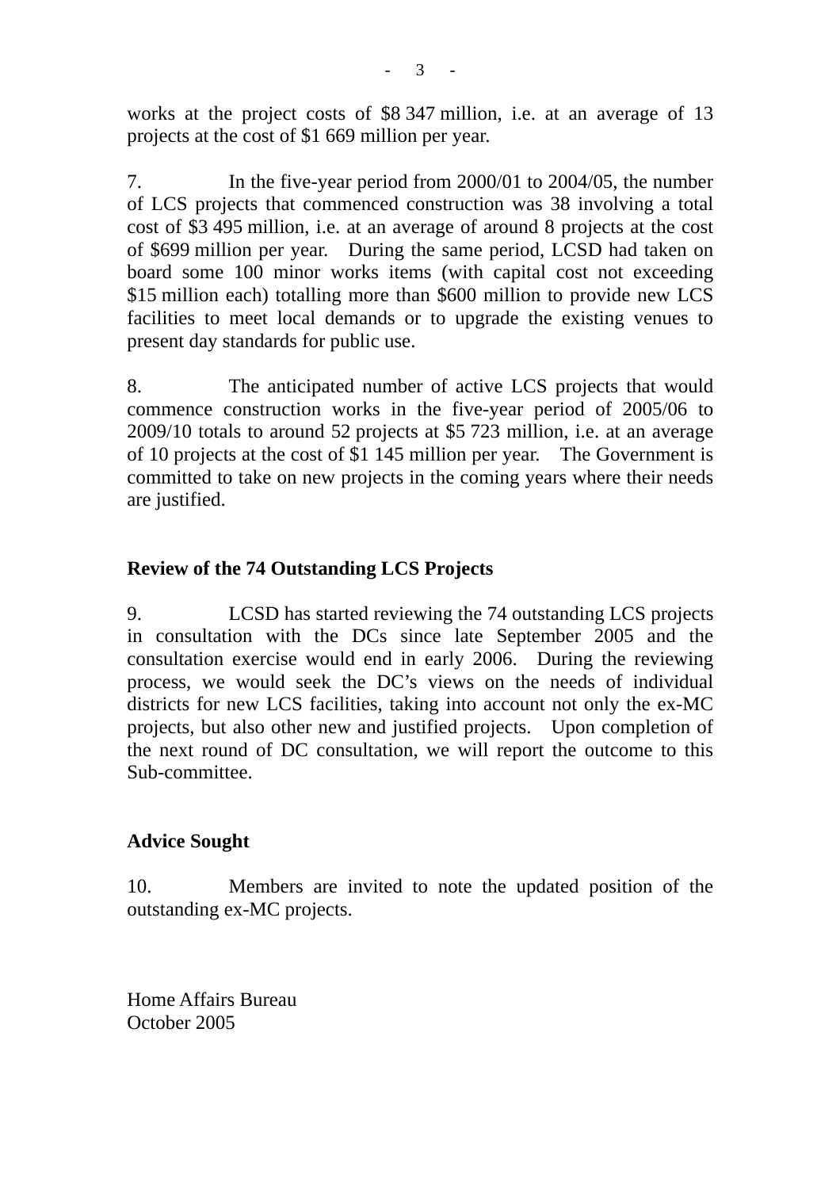works at the project costs of $8 347 million, i.e. at an average of 13 projects at the cost of $1 669 million per year.

7. In the five-year period from 2000/01 to 2004/05, the number of LCS projects that commenced construction was 38 involving a total cost of $3 495 million, i.e. at an average of around 8 projects at the cost of $699 million per year. During the same period, LCSD had taken on board some 100 minor works items (with capital cost not exceeding $15 million each) totalling more than $600 million to provide new LCS facilities to meet local demands or to upgrade the existing venues to present day standards for public use.

8. The anticipated number of active LCS projects that would commence construction works in the five-year period of 2005/06 to 2009/10 totals to around 52 projects at $5 723 million, i.e. at an average of 10 projects at the cost of $1 145 million per year. The Government is committed to take on new projects in the coming years where their needs are justified.

**Review of the 74 Outstanding LCS Projects**

9. LCSD has started reviewing the 74 outstanding LCS projects in consultation with the DCs since late September 2005 and the consultation exercise would end in early 2006. During the reviewing process, we would seek the DC's views on the needs of individual districts for new LCS facilities, taking into account not only the ex-MC projects, but also other new and justified projects. Upon completion of the next round of DC consultation, we will report the outcome to this Sub-committee.

**Advice Sought**

10. Members are invited to note the updated position of the outstanding ex-MC projects.

Home Affairs Bureau
October 2005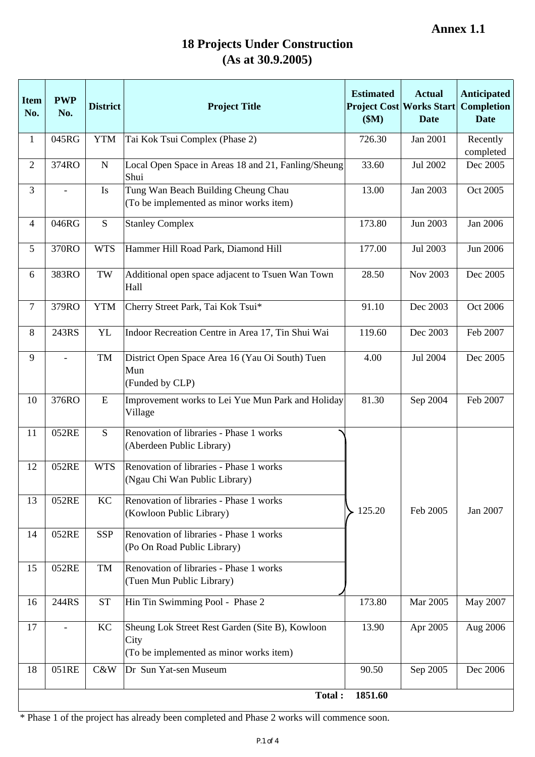**Annex 1.1**

# 18 Projects Under Construction
## (As at 30.9.2005)

| Item No. | PWP No. | District | Project Title | Estimated Project Cost ($M) | Actual Works Start Date | Anticipated Completion Date |
|---|---|---|---|---|---|---|
| 1 | 045RG | YTM | Tai Kok Tsui Complex (Phase 2) | 726.30 | Jan 2001 | Recently completed |
| 2 | 374RO | N | Local Open Space in Areas 18 and 21, Fanling/Sheung Shui | 33.60 | Jul 2002 | Dec 2005 |
| 3 | - | Is | Tung Wan Beach Building Cheung Chau (To be implemented as minor works item) | 13.00 | Jan 2003 | Oct 2005 |
| 4 | 046RG | S | Stanley Complex | 173.80 | Jun 2003 | Jan 2006 |
| 5 | 370RO | WTS | Hammer Hill Road Park, Diamond Hill | 177.00 | Jul 2003 | Jun 2006 |
| 6 | 383RO | TW | Additional open space adjacent to Tsuen Wan Town Hall | 28.50 | Nov 2003 | Dec 2005 |
| 7 | 379RO | YTM | Cherry Street Park, Tai Kok Tsui* | 91.10 | Dec 2003 | Oct 2006 |
| 8 | 243RS | YL | Indoor Recreation Centre in Area 17, Tin Shui Wai | 119.60 | Dec 2003 | Feb 2007 |
| 9 | - | TM | District Open Space Area 16 (Yau Oi South) Tuen Mun (Funded by CLP) | 4.00 | Jul 2004 | Dec 2005 |
| 10 | 376RO | E | Improvement works to Lei Yue Mun Park and Holiday Village | 81.30 | Sep 2004 | Feb 2007 |
| 11 | 052RE | S | Renovation of libraries - Phase 1 works (Aberdeen Public Library) | 125.20 (items 11–15) | Feb 2005 | Jan 2007 |
| 12 | 052RE | WTS | Renovation of libraries - Phase 1 works (Ngau Chi Wan Public Library) | | | |
| 13 | 052RE | KC | Renovation of libraries - Phase 1 works (Kowloon Public Library) | | | |
| 14 | 052RE | SSP | Renovation of libraries - Phase 1 works (Po On Road Public Library) | | | |
| 15 | 052RE | TM | Renovation of libraries - Phase 1 works (Tuen Mun Public Library) | | | |
| 16 | 244RS | ST | Hin Tin Swimming Pool - Phase 2 | 173.80 | Mar 2005 | May 2007 |
| 17 | - | KC | Sheung Lok Street Rest Garden (Site B), Kowloon City (To be implemented as minor works item) | 13.90 | Apr 2005 | Aug 2006 |
| 18 | 051RE | C&W | Dr Sun Yat-sen Museum | 90.50 | Sep 2005 | Dec 2006 |
| | | | **Total :** | **1851.60** | | |

\* Phase 1 of the project has already been completed and Phase 2 works will commence soon.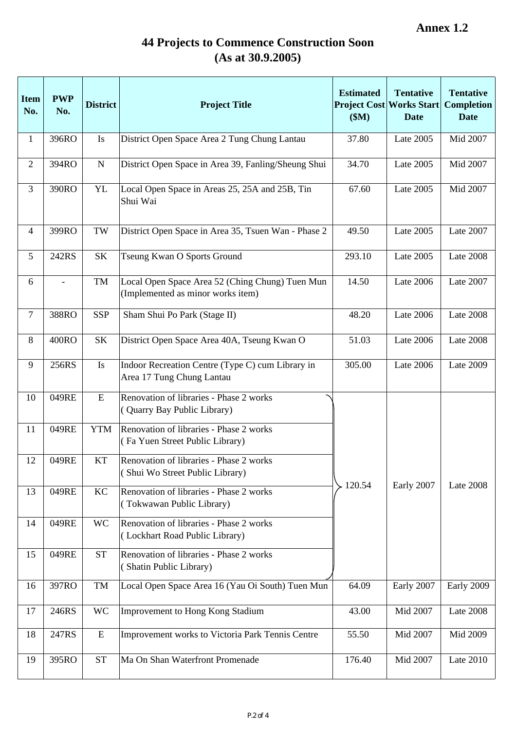**Annex 1.2**

# 44 Projects to Commence Construction Soon
# (As at 30.9.2005)

| Item No. | PWP No. | District | Project Title | Estimated Project Cost ($M) | Tentative Works Start Date | Tentative Completion Date |
|---|---|---|---|---|---|---|
| 1 | 396RO | Is | District Open Space Area 2 Tung Chung Lantau | 37.80 | Late 2005 | Mid 2007 |
| 2 | 394RO | N | District Open Space in Area 39, Fanling/Sheung Shui | 34.70 | Late 2005 | Mid 2007 |
| 3 | 390RO | YL | Local Open Space in Areas 25, 25A and 25B, Tin Shui Wai | 67.60 | Late 2005 | Mid 2007 |
| 4 | 399RO | TW | District Open Space in Area 35, Tsuen Wan - Phase 2 | 49.50 | Late 2005 | Late 2007 |
| 5 | 242RS | SK | Tseung Kwan O Sports Ground | 293.10 | Late 2005 | Late 2008 |
| 6 | - | TM | Local Open Space Area 52 (Ching Chung) Tuen Mun (Implemented as minor works item) | 14.50 | Late 2006 | Late 2007 |
| 7 | 388RO | SSP | Sham Shui Po Park (Stage II) | 48.20 | Late 2006 | Late 2008 |
| 8 | 400RO | SK | District Open Space Area 40A, Tseung Kwan O | 51.03 | Late 2006 | Late 2008 |
| 9 | 256RS | Is | Indoor Recreation Centre (Type C) cum Library in Area 17 Tung Chung Lantau | 305.00 | Late 2006 | Late 2009 |
| 10 | 049RE | E | Renovation of libraries - Phase 2 works ( Quarry Bay Public Library) | 120.54 (items 10–15) | Early 2007 | Late 2008 |
| 11 | 049RE | YTM | Renovation of libraries - Phase 2 works ( Fa Yuen Street Public Library) | | | |
| 12 | 049RE | KT | Renovation of libraries - Phase 2 works ( Shui Wo Street Public Library) | | | |
| 13 | 049RE | KC | Renovation of libraries - Phase 2 works ( Tokwawan Public Library) | | | |
| 14 | 049RE | WC | Renovation of libraries - Phase 2 works ( Lockhart Road Public Library) | | | |
| 15 | 049RE | ST | Renovation of libraries - Phase 2 works ( Shatin Public Library) | | | |
| 16 | 397RO | TM | Local Open Space Area 16 (Yau Oi South) Tuen Mun | 64.09 | Early 2007 | Early 2009 |
| 17 | 246RS | WC | Improvement to Hong Kong Stadium | 43.00 | Mid 2007 | Late 2008 |
| 18 | 247RS | E | Improvement works to Victoria Park Tennis Centre | 55.50 | Mid 2007 | Mid 2009 |
| 19 | 395RO | ST | Ma On Shan Waterfront Promenade | 176.40 | Mid 2007 | Late 2010 |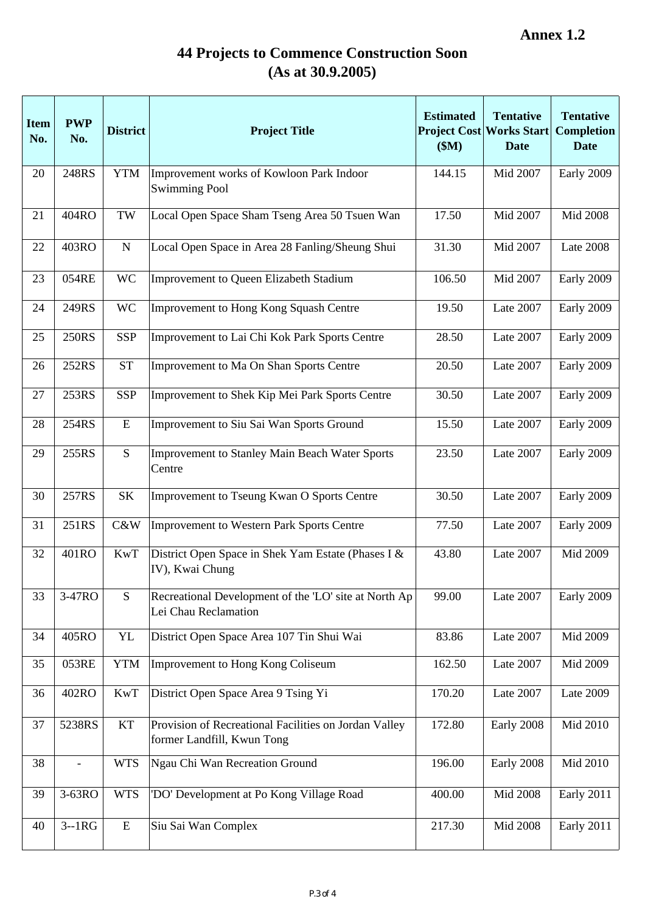**Annex 1.2**

# 44 Projects to Commence Construction Soon
# (As at 30.9.2005)

| Item No. | PWP No. | District | Project Title | Estimated Project Cost ($M) | Tentative Works Start Date | Tentative Completion Date |
|---|---|---|---|---|---|---|
| 20 | 248RS | YTM | Improvement works of Kowloon Park Indoor Swimming Pool | 144.15 | Mid 2007 | Early 2009 |
| 21 | 404RO | TW | Local Open Space Sham Tseng Area 50 Tsuen Wan | 17.50 | Mid 2007 | Mid 2008 |
| 22 | 403RO | N | Local Open Space in Area 28 Fanling/Sheung Shui | 31.30 | Mid 2007 | Late 2008 |
| 23 | 054RE | WC | Improvement to Queen Elizabeth Stadium | 106.50 | Mid 2007 | Early 2009 |
| 24 | 249RS | WC | Improvement to Hong Kong Squash Centre | 19.50 | Late 2007 | Early 2009 |
| 25 | 250RS | SSP | Improvement to Lai Chi Kok Park Sports Centre | 28.50 | Late 2007 | Early 2009 |
| 26 | 252RS | ST | Improvement to Ma On Shan Sports Centre | 20.50 | Late 2007 | Early 2009 |
| 27 | 253RS | SSP | Improvement to Shek Kip Mei Park Sports Centre | 30.50 | Late 2007 | Early 2009 |
| 28 | 254RS | E | Improvement to Siu Sai Wan Sports Ground | 15.50 | Late 2007 | Early 2009 |
| 29 | 255RS | S | Improvement to Stanley Main Beach Water Sports Centre | 23.50 | Late 2007 | Early 2009 |
| 30 | 257RS | SK | Improvement to Tseung Kwan O Sports Centre | 30.50 | Late 2007 | Early 2009 |
| 31 | 251RS | C&W | Improvement to Western Park Sports Centre | 77.50 | Late 2007 | Early 2009 |
| 32 | 401RO | KwT | District Open Space in Shek Yam Estate (Phases I & IV), Kwai Chung | 43.80 | Late 2007 | Mid 2009 |
| 33 | 3-47RO | S | Recreational Development of the 'LO' site at North Ap Lei Chau Reclamation | 99.00 | Late 2007 | Early 2009 |
| 34 | 405RO | YL | District Open Space Area 107 Tin Shui Wai | 83.86 | Late 2007 | Mid 2009 |
| 35 | 053RE | YTM | Improvement to Hong Kong Coliseum | 162.50 | Late 2007 | Mid 2009 |
| 36 | 402RO | KwT | District Open Space Area 9 Tsing Yi | 170.20 | Late 2007 | Late 2009 |
| 37 | 5238RS | KT | Provision of Recreational Facilities on Jordan Valley former Landfill, Kwun Tong | 172.80 | Early 2008 | Mid 2010 |
| 38 | - | WTS | Ngau Chi Wan Recreation Ground | 196.00 | Early 2008 | Mid 2010 |
| 39 | 3-63RO | WTS | 'DO' Development at Po Kong Village Road | 400.00 | Mid 2008 | Early 2011 |
| 40 | 3--1RG | E | Siu Sai Wan Complex | 217.30 | Mid 2008 | Early 2011 |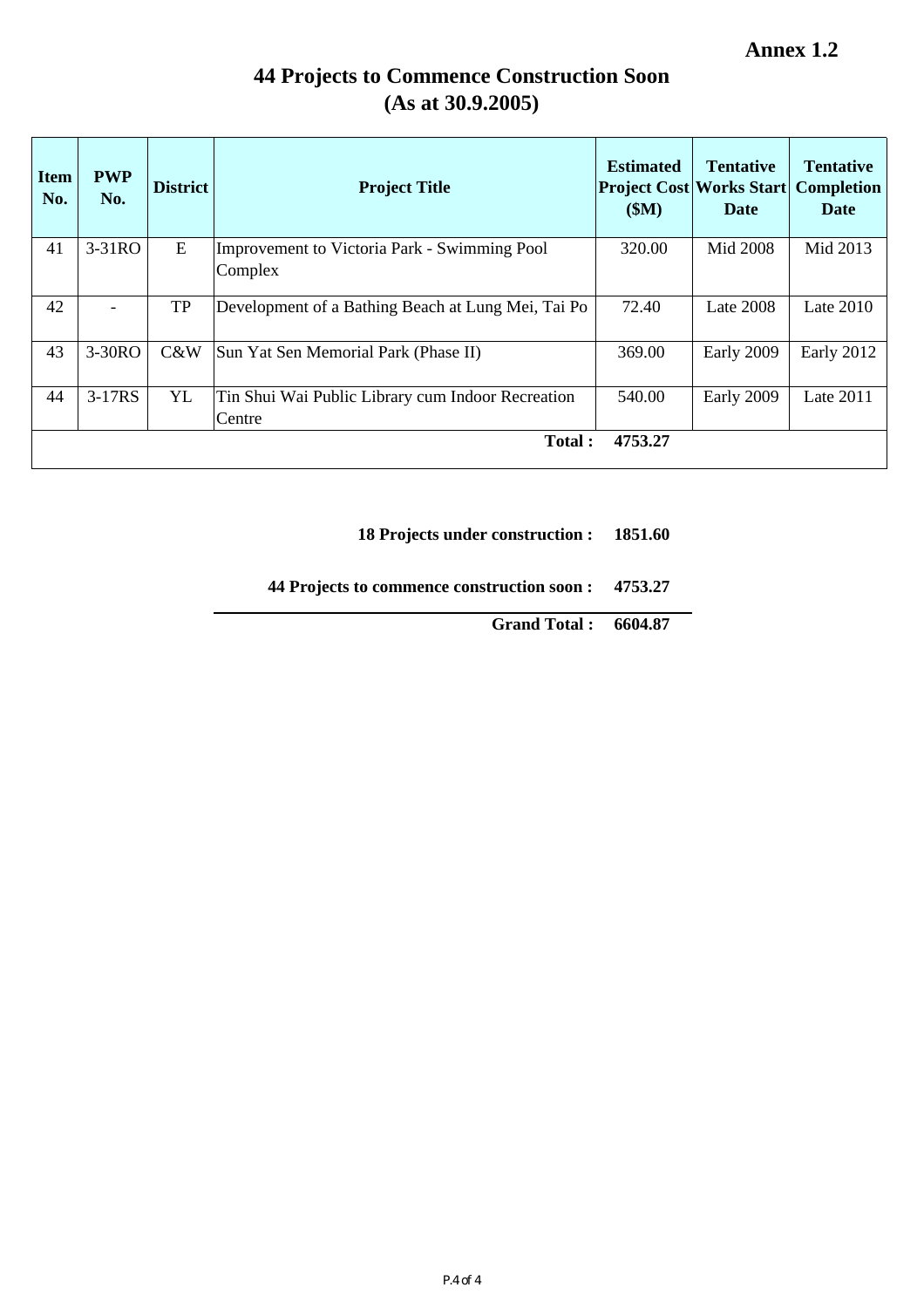Annex 1.2

# 44 Projects to Commence Construction Soon
# (As at 30.9.2005)

| Item No. | PWP No. | District | Project Title | Estimated Project Cost ($M) | Tentative Works Start Date | Tentative Completion Date |
|---|---|---|---|---|---|---|
| 41 | 3-31RO | E | Improvement to Victoria Park - Swimming Pool Complex | 320.00 | Mid 2008 | Mid 2013 |
| 42 | - | TP | Development of a Bathing Beach at Lung Mei, Tai Po | 72.40 | Late 2008 | Late 2010 |
| 43 | 3-30RO | C&W | Sun Yat Sen Memorial Park (Phase II) | 369.00 | Early 2009 | Early 2012 |
| 44 | 3-17RS | YL | Tin Shui Wai Public Library cum Indoor Recreation Centre | 540.00 | Early 2009 | Late 2011 |
| | | | **Total :** | **4753.27** | | |

| | |
|---|---|
| **18 Projects under construction :** | **1851.60** |
| **44 Projects to commence construction soon :** | **4753.27** |
| **Grand Total :** | **6604.87** |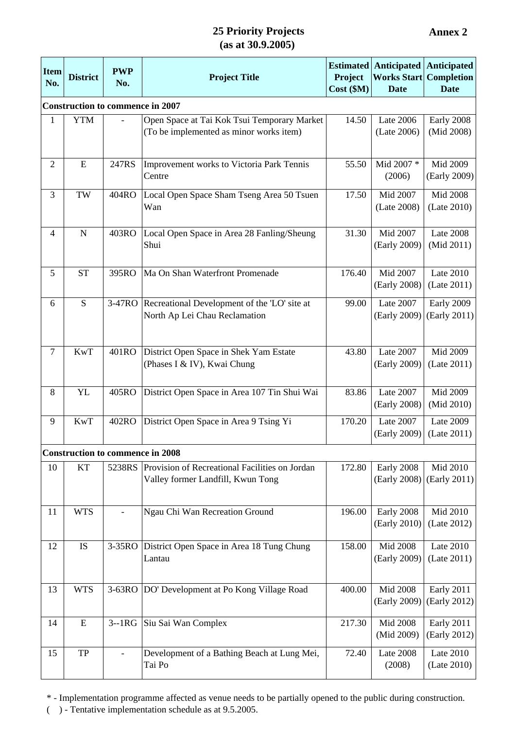**Annex 2**

# 25 Priority Projects
## (as at 30.9.2005)

| Item No. | District | PWP No. | Project Title | Estimated Project Cost ($M) | Anticipated Works Start Date | Anticipated Completion Date |
|---|---|---|---|---|---|---|
| **Construction to commence in 2007** | | | | | | |
| 1 | YTM | - | Open Space at Tai Kok Tsui Temporary Market (To be implemented as minor works item) | 14.50 | Late 2006 (Late 2006) | Early 2008 (Mid 2008) |
| 2 | E | 247RS | Improvement works to Victoria Park Tennis Centre | 55.50 | Mid 2007 * (2006) | Mid 2009 (Early 2009) |
| 3 | TW | 404RO | Local Open Space Sham Tseng Area 50 Tsuen Wan | 17.50 | Mid 2007 (Late 2008) | Mid 2008 (Late 2010) |
| 4 | N | 403RO | Local Open Space in Area 28 Fanling/Sheung Shui | 31.30 | Mid 2007 (Early 2009) | Late 2008 (Mid 2011) |
| 5 | ST | 395RO | Ma On Shan Waterfront Promenade | 176.40 | Mid 2007 (Early 2008) | Late 2010 (Late 2011) |
| 6 | S | 3-47RO | Recreational Development of the 'LO' site at North Ap Lei Chau Reclamation | 99.00 | Late 2007 (Early 2009) | Early 2009 (Early 2011) |
| 7 | KwT | 401RO | District Open Space in Shek Yam Estate (Phases I & IV), Kwai Chung | 43.80 | Late 2007 (Early 2009) | Mid 2009 (Late 2011) |
| 8 | YL | 405RO | District Open Space in Area 107 Tin Shui Wai | 83.86 | Late 2007 (Early 2008) | Mid 2009 (Mid 2010) |
| 9 | KwT | 402RO | District Open Space in Area 9 Tsing Yi | 170.20 | Late 2007 (Early 2009) | Late 2009 (Late 2011) |
| **Construction to commence in 2008** | | | | | | |
| 10 | KT | 5238RS | Provision of Recreational Facilities on Jordan Valley former Landfill, Kwun Tong | 172.80 | Early 2008 (Early 2008) | Mid 2010 (Early 2011) |
| 11 | WTS | - | Ngau Chi Wan Recreation Ground | 196.00 | Early 2008 (Early 2010) | Mid 2010 (Late 2012) |
| 12 | IS | 3-35RO | District Open Space in Area 18 Tung Chung Lantau | 158.00 | Mid 2008 (Early 2009) | Late 2010 (Late 2011) |
| 13 | WTS | 3-63RO | DO' Development at Po Kong Village Road | 400.00 | Mid 2008 (Early 2009) | Early 2011 (Early 2012) |
| 14 | E | 3--1RG | Siu Sai Wan Complex | 217.30 | Mid 2008 (Mid 2009) | Early 2011 (Early 2012) |
| 15 | TP | - | Development of a Bathing Beach at Lung Mei, Tai Po | 72.40 | Late 2008 (2008) | Late 2010 (Late 2010) |

* - Implementation programme affected as venue needs to be partially opened to the public during construction.
( ) - Tentative implementation schedule as at 9.5.2005.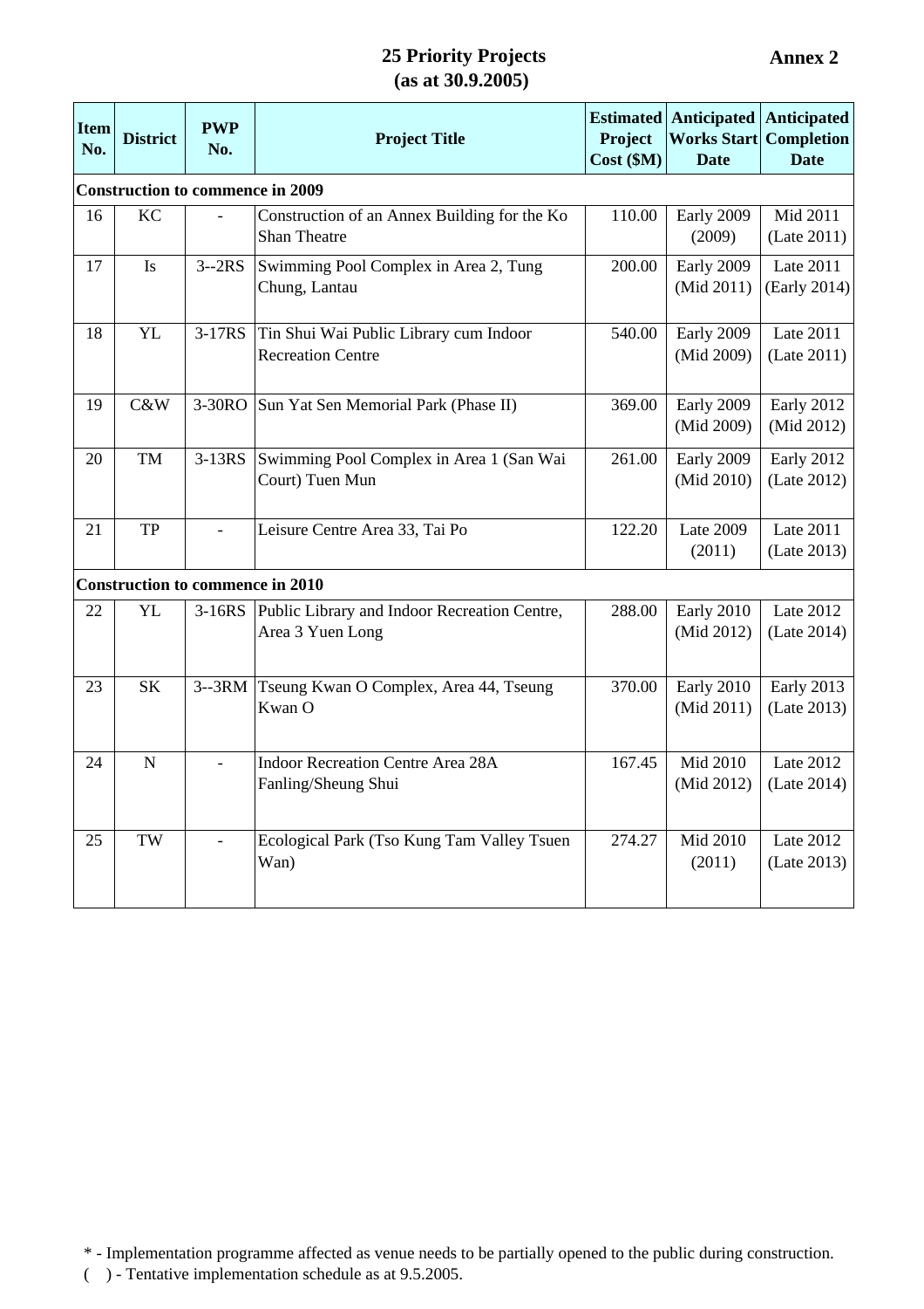# 25 Priority Projects
## (as at 30.9.2005)

**Annex 2**

| Item No. | District | PWP No. | Project Title | Estimated Project Cost ($M) | Anticipated Works Start Date | Anticipated Completion Date |
|---|---|---|---|---|---|---|
| **Construction to commence in 2009** | | | | | | |
| 16 | KC | - | Construction of an Annex Building for the Ko Shan Theatre | 110.00 | Early 2009 (2009) | Mid 2011 (Late 2011) |
| 17 | Is | 3--2RS | Swimming Pool Complex in Area 2, Tung Chung, Lantau | 200.00 | Early 2009 (Mid 2011) | Late 2011 (Early 2014) |
| 18 | YL | 3-17RS | Tin Shui Wai Public Library cum Indoor Recreation Centre | 540.00 | Early 2009 (Mid 2009) | Late 2011 (Late 2011) |
| 19 | C&W | 3-30RO | Sun Yat Sen Memorial Park (Phase II) | 369.00 | Early 2009 (Mid 2009) | Early 2012 (Mid 2012) |
| 20 | TM | 3-13RS | Swimming Pool Complex in Area 1 (San Wai Court) Tuen Mun | 261.00 | Early 2009 (Mid 2010) | Early 2012 (Late 2012) |
| 21 | TP | - | Leisure Centre Area 33, Tai Po | 122.20 | Late 2009 (2011) | Late 2011 (Late 2013) |
| **Construction to commence in 2010** | | | | | | |
| 22 | YL | 3-16RS | Public Library and Indoor Recreation Centre, Area 3 Yuen Long | 288.00 | Early 2010 (Mid 2012) | Late 2012 (Late 2014) |
| 23 | SK | 3--3RM | Tseung Kwan O Complex, Area 44, Tseung Kwan O | 370.00 | Early 2010 (Mid 2011) | Early 2013 (Late 2013) |
| 24 | N | - | Indoor Recreation Centre Area 28A Fanling/Sheung Shui | 167.45 | Mid 2010 (Mid 2012) | Late 2012 (Late 2014) |
| 25 | TW | - | Ecological Park (Tso Kung Tam Valley Tsuen Wan) | 274.27 | Mid 2010 (2011) | Late 2012 (Late 2013) |

\* - Implementation programme affected as venue needs to be partially opened to the public during construction.

( ) - Tentative implementation schedule as at 9.5.2005.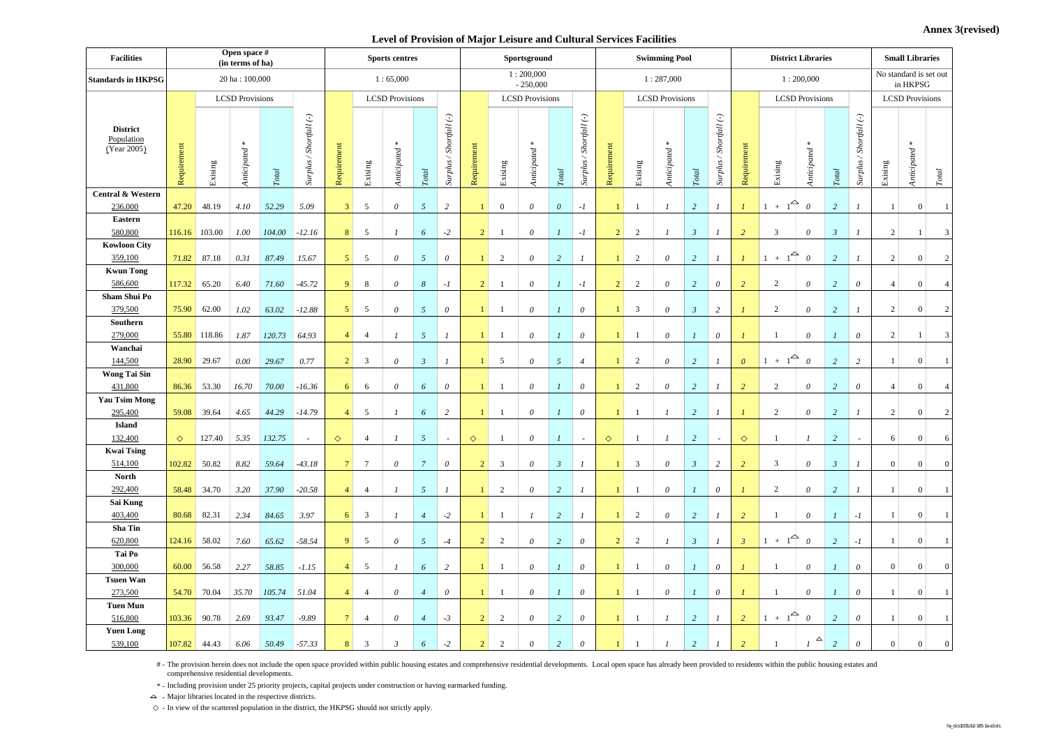**Annex 3(revised)**

# Level of Provision of Major Leisure and Cultural Services Facilities

| Facilities | Open space # (in terms of ha) | | | | | Sports centres | | | | | Sportsground | | | | | Swimming Pool | | | | | District Libraries | | | | | Small Libraries | | |
|---|---|---|---|---|---|---|---|---|---|---|---|---|---|---|---|---|---|---|---|---|---|---|---|---|---|---|---|---|
| Standards in HKPSG | 20 ha : 100,000 | | | | | 1 : 65,000 | | | | | 1 : 200,000 - 250,000 | | | | | 1 : 287,000 | | | | | 1 : 200,000 | | | | | No standard is set out in HKPSG | | |
| | | LCSD Provisions | | | | | LCSD Provisions | | | | | LCSD Provisions | | | | | LCSD Provisions | | | | | LCSD Provisions | | | | LCSD Provisions | | |
| District Population (Year 2005) | Requirement | Exising | Anticipated * | Total | Surplus / Shortfall (-) | Requirement | Exising | Anticipated * | Total | Surplus / Shortfall (-) | Requirement | Exising | Anticipated * | Total | Surplus / Shortfall (-) | Requirement | Exising | Anticipated * | Total | Surplus / Surpfall (-) | Requirement | Exising | Anticipated * | Total | Surplus / Shortfall (-) | Exising | Anticipated * | Total |
| **Central & Western** 236,000 | 47.20 | 48.19 | 4.10 | 52.29 | 5.09 | 3 | 5 | 0 | 5 | 2 | 1 | 0 | 0 | 0 | -1 | 1 | 1 | 1 | 2 | 1 | 1 | 1 + 1△ | 0 | 2 | 1 | 1 | 0 | 1 |
| **Eastern** 580,800 | 116.16 | 103.00 | 1.00 | 104.00 | -12.16 | 8 | 5 | 1 | 6 | -2 | 2 | 1 | 0 | 1 | -1 | 2 | 2 | 1 | 3 | 1 | 2 | 3 | 0 | 3 | 1 | 2 | 1 | 3 |
| **Kowloon City** 359,100 | 71.82 | 87.18 | 0.31 | 87.49 | 15.67 | 5 | 5 | 0 | 5 | 0 | 1 | 2 | 0 | 2 | 1 | 1 | 2 | 0 | 2 | 1 | 1 | 1 + 1△ | 0 | 2 | 1 | 2 | 0 | 2 |
| **Kwun Tong** 586,600 | 117.32 | 65.20 | 6.40 | 71.60 | -45.72 | 9 | 8 | 0 | 8 | -1 | 2 | 1 | 0 | 1 | -1 | 2 | 2 | 0 | 2 | 0 | 2 | 2 | 0 | 2 | 0 | 4 | 0 | 4 |
| **Sham Shui Po** 379,500 | 75.90 | 62.00 | 1.02 | 63.02 | -12.88 | 5 | 5 | 0 | 5 | 0 | 1 | 1 | 0 | 1 | 0 | 1 | 3 | 0 | 3 | 2 | 1 | 2 | 0 | 2 | 1 | 2 | 0 | 2 |
| **Southern** 279,000 | 55.80 | 118.86 | 1.87 | 120.73 | 64.93 | 4 | 4 | 1 | 5 | 1 | 1 | 1 | 0 | 1 | 0 | 1 | 1 | 0 | 1 | 0 | 1 | 1 | 0 | 1 | 0 | 2 | 1 | 3 |
| **Wanchai** 144,500 | 28.90 | 29.67 | 0.00 | 29.67 | 0.77 | 2 | 3 | 0 | 3 | 1 | 1 | 5 | 0 | 5 | 4 | 1 | 2 | 0 | 2 | 1 | 0 | 1 + 1△ | 0 | 2 | 2 | 1 | 0 | 1 |
| **Wong Tai Sin** 431,800 | 86.36 | 53.30 | 16.70 | 70.00 | -16.36 | 6 | 6 | 0 | 6 | 0 | 1 | 1 | 0 | 1 | 0 | 1 | 2 | 0 | 2 | 1 | 2 | 2 | 0 | 2 | 0 | 4 | 0 | 4 |
| **Yau Tsim Mong** 295,400 | 59.08 | 39.64 | 4.65 | 44.29 | -14.79 | 4 | 5 | 1 | 6 | 2 | 1 | 1 | 0 | 1 | 0 | 1 | 1 | 1 | 2 | 1 | 1 | 2 | 0 | 2 | 1 | 2 | 0 | 2 |
| **Island** 132,400 | ◇ | 127.40 | 5.35 | 132.75 | - | ◇ | 4 | 1 | 5 | - | ◇ | 1 | 0 | 1 | - | ◇ | 1 | 1 | 2 | - | ◇ | 1 | 1 | 2 | - | 6 | 0 | 6 |
| **Kwai Tsing** 514,100 | 102.82 | 50.82 | 8.82 | 59.64 | -43.18 | 7 | 7 | 0 | 7 | 0 | 2 | 3 | 0 | 3 | 1 | 1 | 3 | 0 | 3 | 2 | 2 | 3 | 0 | 3 | 1 | 0 | 0 | 0 |
| **North** 292,400 | 58.48 | 34.70 | 3.20 | 37.90 | -20.58 | 4 | 4 | 1 | 5 | 1 | 1 | 2 | 0 | 2 | 1 | 1 | 1 | 0 | 1 | 0 | 1 | 2 | 0 | 2 | 1 | 1 | 0 | 1 |
| **Sai Kung** 403,400 | 80.68 | 82.31 | 2.34 | 84.65 | 3.97 | 6 | 3 | 1 | 4 | -2 | 1 | 1 | 1 | 2 | 1 | 1 | 2 | 0 | 2 | 1 | 2 | 1 | 0 | 1 | -1 | 1 | 0 | 1 |
| **Sha Tin** 620,800 | 124.16 | 58.02 | 7.60 | 65.62 | -58.54 | 9 | 5 | 0 | 5 | -4 | 2 | 2 | 0 | 2 | 0 | 2 | 2 | 1 | 3 | 1 | 3 | 1 + 1△ | 0 | 2 | -1 | 1 | 0 | 1 |
| **Tai Po** 300,000 | 60.00 | 56.58 | 2.27 | 58.85 | -1.15 | 4 | 5 | 1 | 6 | 2 | 1 | 1 | 0 | 1 | 0 | 1 | 1 | 0 | 1 | 0 | 1 | 1 | 0 | 1 | 0 | 0 | 0 | 0 |
| **Tsuen Wan** 273,500 | 54.70 | 70.04 | 35.70 | 105.74 | 51.04 | 4 | 4 | 0 | 4 | 0 | 1 | 1 | 0 | 1 | 0 | 1 | 1 | 0 | 1 | 0 | 1 | 1 | 0 | 1 | 0 | 1 | 0 | 1 |
| **Tuen Mun** 516,800 | 103.36 | 90.78 | 2.69 | 93.47 | -9.89 | 7 | 4 | 0 | 4 | -3 | 2 | 2 | 0 | 2 | 0 | 1 | 1 | 1 | 2 | 1 | 2 | 1 + 1△ | 0 | 2 | 0 | 1 | 0 | 1 |
| **Yuen Long** 539,100 | 107.82 | 44.43 | 6.06 | 50.49 | -57.33 | 8 | 3 | 3 | 6 | -2 | 2 | 2 | 0 | 2 | 0 | 1 | 1 | 1 | 2 | 1 | 2 | 1 | 1△ | 2 | 0 | 0 | 0 | 0 |

\# - The provision herein does not include the open space provided within public housing estates and comprehensive residential developments. Local open space has already been provided to residents within the public housing estates and comprehensive residential developments.

\* - Including provision under 25 priority projects, capital projects under construction or having earmarked funding.

△ - Major libraries located in the respective districts.

◇ - In view of the scattered population in the district, the HKPSG should not strictly apply.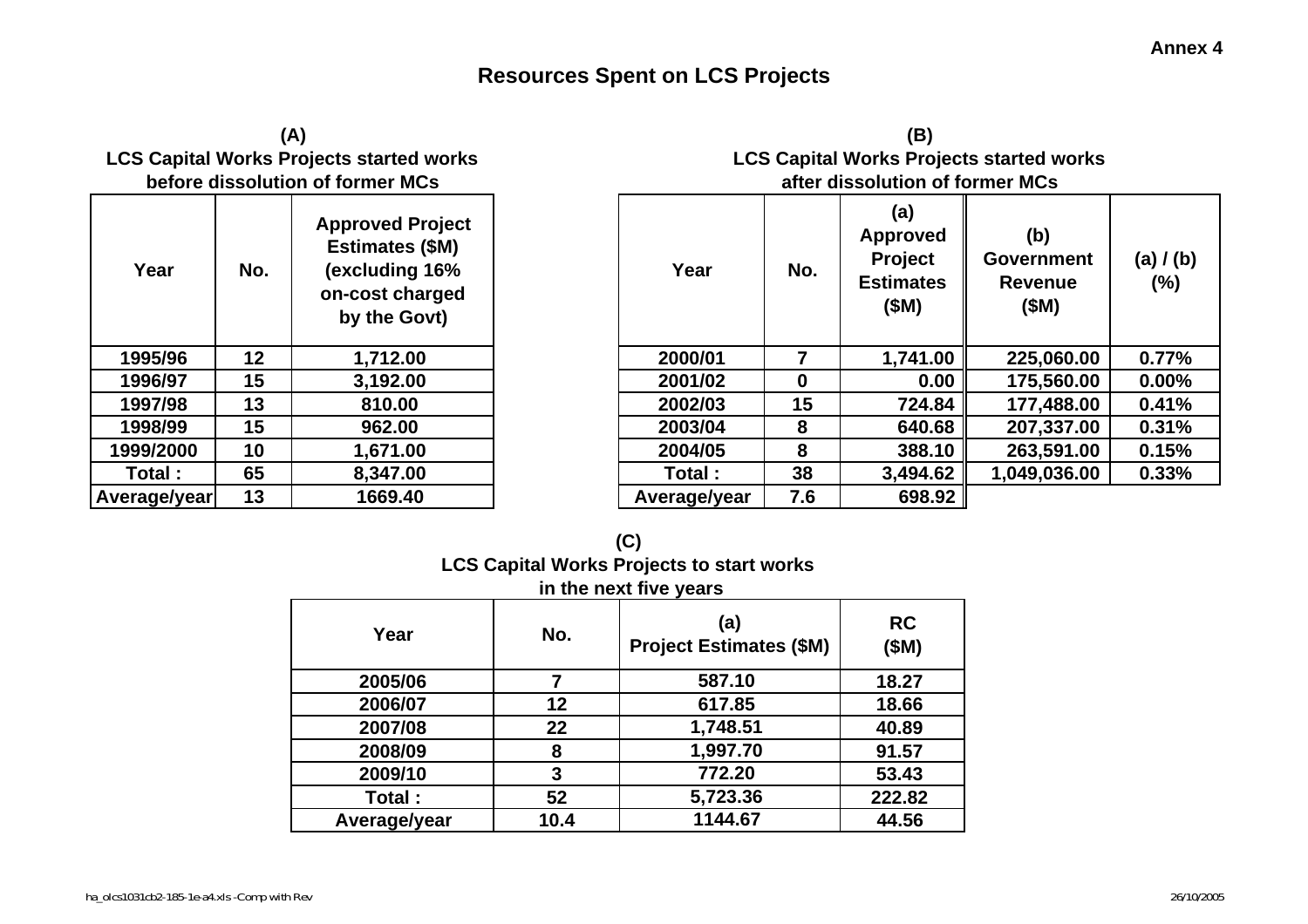Annex 4

# Resources Spent on LCS Projects

### (A)
### LCS Capital Works Projects started works before dissolution of former MCs

| Year | No. | Approved Project Estimates ($M) (excluding 16% on-cost charged by the Govt) |
|---|---|---|
| 1995/96 | 12 | 1,712.00 |
| 1996/97 | 15 | 3,192.00 |
| 1997/98 | 13 | 810.00 |
| 1998/99 | 15 | 962.00 |
| 1999/2000 | 10 | 1,671.00 |
| Total : | 65 | 8,347.00 |
| Average/year | 13 | 1669.40 |

### (B)
### LCS Capital Works Projects started works after dissolution of former MCs

| Year | No. | (a) Approved Project Estimates ($M) | (b) Government Revenue ($M) | (a) / (b) (%) |
|---|---|---|---|---|
| 2000/01 | 7 | 1,741.00 | 225,060.00 | 0.77% |
| 2001/02 | 0 | 0.00 | 175,560.00 | 0.00% |
| 2002/03 | 15 | 724.84 | 177,488.00 | 0.41% |
| 2003/04 | 8 | 640.68 | 207,337.00 | 0.31% |
| 2004/05 | 8 | 388.10 | 263,591.00 | 0.15% |
| Total : | 38 | 3,494.62 | 1,049,036.00 | 0.33% |
| Average/year | 7.6 | 698.92 | | |

### (C)
### LCS Capital Works Projects to start works in the next five years

| Year | No. | (a) Project Estimates ($M) | RC ($M) |
|---|---|---|---|
| 2005/06 | 7 | 587.10 | 18.27 |
| 2006/07 | 12 | 617.85 | 18.66 |
| 2007/08 | 22 | 1,748.51 | 40.89 |
| 2008/09 | 8 | 1,997.70 | 91.57 |
| 2009/10 | 3 | 772.20 | 53.43 |
| Total : | 52 | 5,723.36 | 222.82 |
| Average/year | 10.4 | 1144.67 | 44.56 |